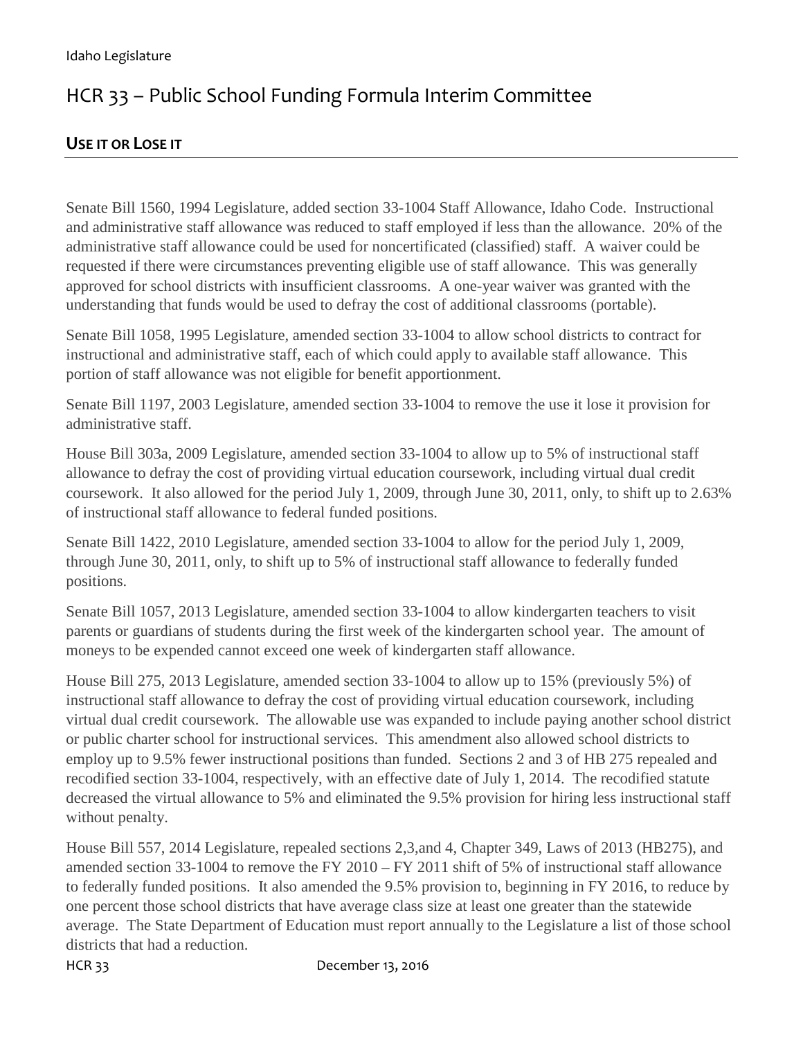Idaho Legislature

# HCR 33 – Public School Funding Formula Interim Committee

## USE IT OR LOSE IT

Senate Bill 1560, 1994 Legislature, added section 33-1004 Staff Allowance, Idaho Code. Instructional and administrative staff allowance was reduced to staff employed if less than the allowance. 20% of the administrative staff allowance could be used for noncertificated (classified) staff. A waiver could be requested if there were circumstances preventing eligible use of staff allowance. This was generally approved for school districts with insufficient classrooms. A one-year waiver was granted with the understanding that funds would be used to defray the cost of additional classrooms (portable).

Senate Bill 1058, 1995 Legislature, amended section 33-1004 to allow school districts to contract for instructional and administrative staff, each of which could apply to available staff allowance. This portion of staff allowance was not eligible for benefit apportionment.

Senate Bill 1197, 2003 Legislature, amended section 33-1004 to remove the use it lose it provision for administrative staff.

House Bill 303a, 2009 Legislature, amended section 33-1004 to allow up to 5% of instructional staff allowance to defray the cost of providing virtual education coursework, including virtual dual credit coursework. It also allowed for the period July 1, 2009, through June 30, 2011, only, to shift up to 2.63% of instructional staff allowance to federal funded positions.

Senate Bill 1422, 2010 Legislature, amended section 33-1004 to allow for the period July 1, 2009, through June 30, 2011, only, to shift up to 5% of instructional staff allowance to federally funded positions.

Senate Bill 1057, 2013 Legislature, amended section 33-1004 to allow kindergarten teachers to visit parents or guardians of students during the first week of the kindergarten school year. The amount of moneys to be expended cannot exceed one week of kindergarten staff allowance.

House Bill 275, 2013 Legislature, amended section 33-1004 to allow up to 15% (previously 5%) of instructional staff allowance to defray the cost of providing virtual education coursework, including virtual dual credit coursework. The allowable use was expanded to include paying another school district or public charter school for instructional services. This amendment also allowed school districts to employ up to 9.5% fewer instructional positions than funded. Sections 2 and 3 of HB 275 repealed and recodified section 33-1004, respectively, with an effective date of July 1, 2014. The recodified statute decreased the virtual allowance to 5% and eliminated the 9.5% provision for hiring less instructional staff without penalty.

House Bill 557, 2014 Legislature, repealed sections 2,3,and 4, Chapter 349, Laws of 2013 (HB275), and amended section 33-1004 to remove the FY 2010 – FY 2011 shift of 5% of instructional staff allowance to federally funded positions. It also amended the 9.5% provision to, beginning in FY 2016, to reduce by one percent those school districts that have average class size at least one greater than the statewide average. The State Department of Education must report annually to the Legislature a list of those school districts that had a reduction.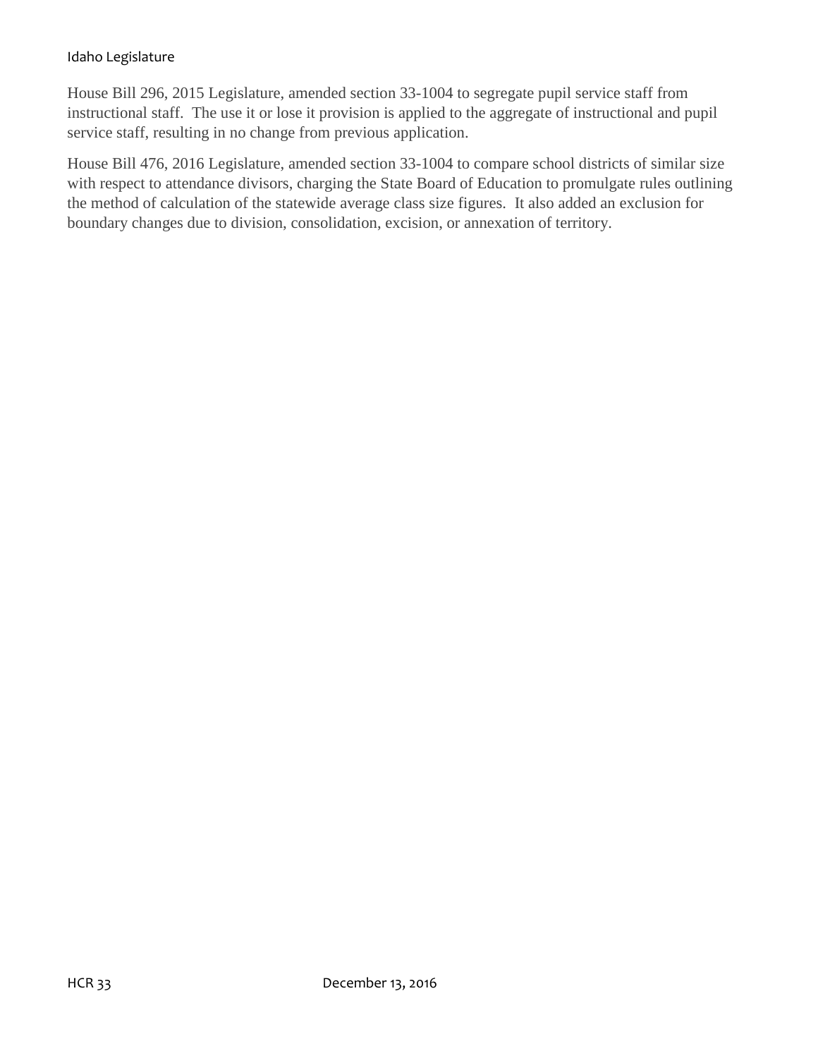House Bill 296, 2015 Legislature, amended section 33-1004 to segregate pupil service staff from instructional staff. The use it or lose it provision is applied to the aggregate of instructional and pupil service staff, resulting in no change from previous application.

House Bill 476, 2016 Legislature, amended section 33-1004 to compare school districts of similar size with respect to attendance divisors, charging the State Board of Education to promulgate rules outlining the method of calculation of the statewide average class size figures. It also added an exclusion for boundary changes due to division, consolidation, excision, or annexation of territory.